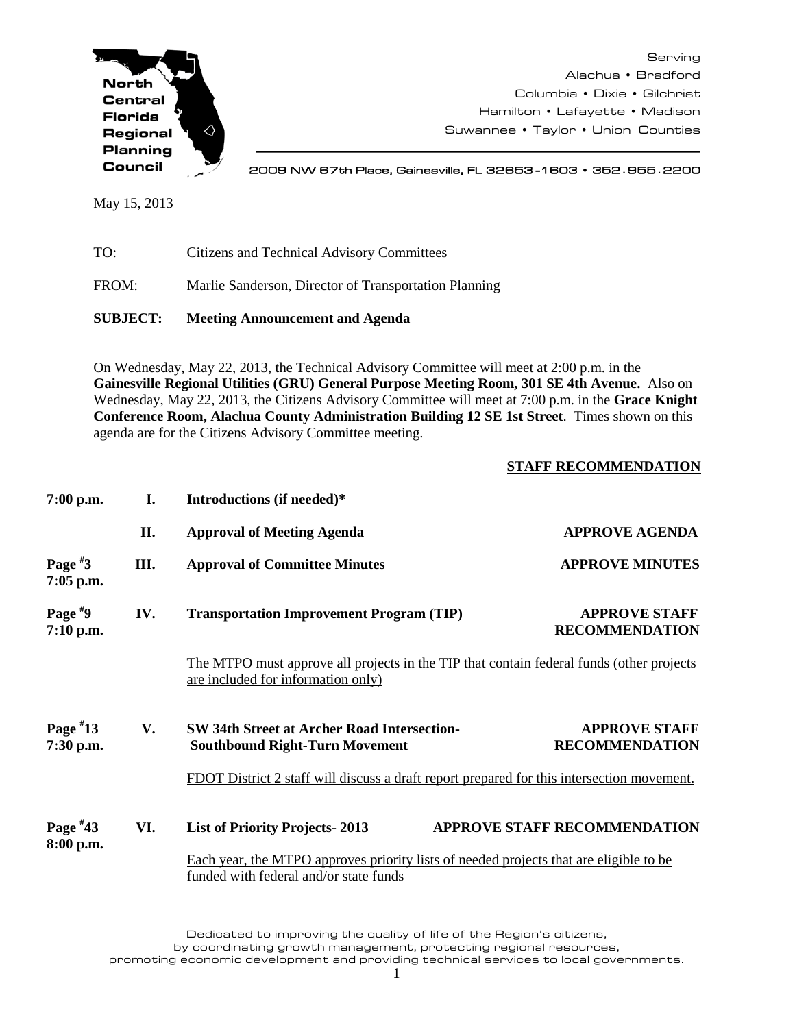North Central Florida Regional Planning Council

Serving
Alachua • Bradford
Columbia • Dixie • Gilchrist
Hamilton • Lafayette • Madison
Suwannee • Taylor • Union Counties

2009 NW 67th Place, Gainesville, FL 32653-1603 • 352.955.2200

May 15, 2013

TO: Citizens and Technical Advisory Committees

FROM: Marlie Sanderson, Director of Transportation Planning

**SUBJECT: Meeting Announcement and Agenda**

On Wednesday, May 22, 2013, the Technical Advisory Committee will meet at 2:00 p.m. in the **Gainesville Regional Utilities (GRU) General Purpose Meeting Room, 301 SE 4th Avenue.** Also on Wednesday, May 22, 2013, the Citizens Advisory Committee will meet at 7:00 p.m. in the **Grace Knight Conference Room, Alachua County Administration Building 12 SE 1st Street**. Times shown on this agenda are for the Citizens Advisory Committee meeting.

**STAFF RECOMMENDATION**

**7:00 p.m.** **I.** **Introductions (if needed)***

**II.** **Approval of Meeting Agenda** — **APPROVE AGENDA**

**Page #3, 7:05 p.m.** **III.** **Approval of Committee Minutes** — **APPROVE MINUTES**

**Page #9, 7:10 p.m.** **IV.** **Transportation Improvement Program (TIP)** — **APPROVE STAFF RECOMMENDATION**

The MTPO must approve all projects in the TIP that contain federal funds (other projects are included for information only)

**Page #13, 7:30 p.m.** **V.** **SW 34th Street at Archer Road Intersection- Southbound Right-Turn Movement** — **APPROVE STAFF RECOMMENDATION**

FDOT District 2 staff will discuss a draft report prepared for this intersection movement.

**Page #43, 8:00 p.m.** **VI.** **List of Priority Projects- 2013** — **APPROVE STAFF RECOMMENDATION**

Each year, the MTPO approves priority lists of needed projects that are eligible to be funded with federal and/or state funds

Dedicated to improving the quality of life of the Region's citizens, by coordinating growth management, protecting regional resources, promoting economic development and providing technical services to local governments.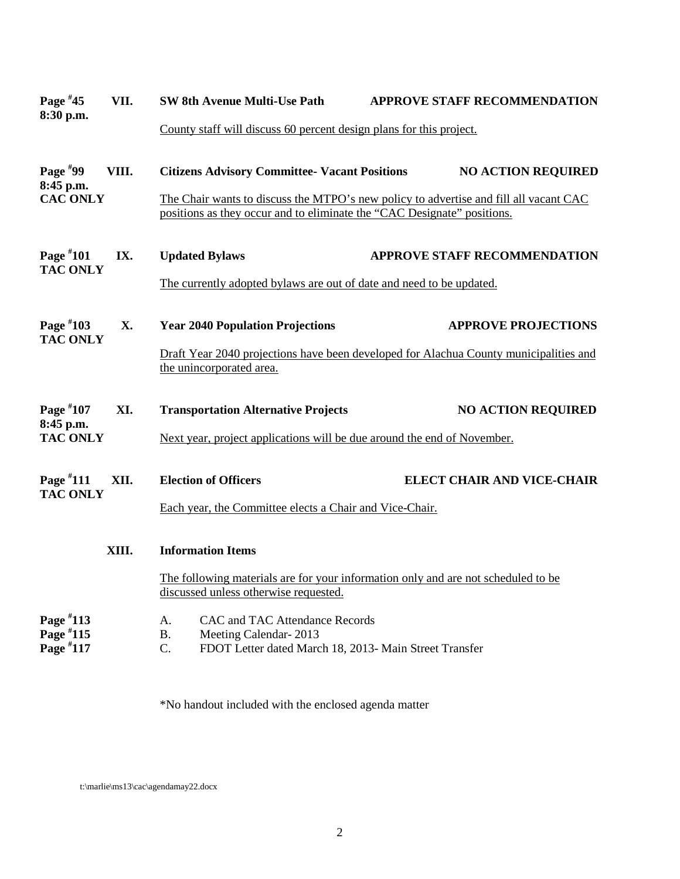**Page #45** **VII.** **SW 8th Avenue Multi-Use Path** **APPROVE STAFF RECOMMENDATION**
**8:30 p.m.**

County staff will discuss 60 percent design plans for this project.

**Page #99** **VIII.** **Citizens Advisory Committee- Vacant Positions** **NO ACTION REQUIRED**
**8:45 p.m.**
**CAC ONLY**

The Chair wants to discuss the MTPO's new policy to advertise and fill all vacant CAC positions as they occur and to eliminate the "CAC Designate" positions.

**Page #101** **IX.** **Updated Bylaws** **APPROVE STAFF RECOMMENDATION**
**TAC ONLY**

The currently adopted bylaws are out of date and need to be updated.

**Page #103** **X.** **Year 2040 Population Projections** **APPROVE PROJECTIONS**
**TAC ONLY**

Draft Year 2040 projections have been developed for Alachua County municipalities and the unincorporated area.

**Page #107** **XI.** **Transportation Alternative Projects** **NO ACTION REQUIRED**
**8:45 p.m.**
**TAC ONLY**

Next year, project applications will be due around the end of November.

**Page #111** **XII.** **Election of Officers** **ELECT CHAIR AND VICE-CHAIR**
**TAC ONLY**

Each year, the Committee elects a Chair and Vice-Chair.

**XIII.** **Information Items**

The following materials are for your information only and are not scheduled to be discussed unless otherwise requested.

**Page #113** A. CAC and TAC Attendance Records
**Page #115** B. Meeting Calendar- 2013
**Page #117** C. FDOT Letter dated March 18, 2013- Main Street Transfer

*No handout included with the enclosed agenda matter

t:\marlie\ms13\cac\agendamay22.docx